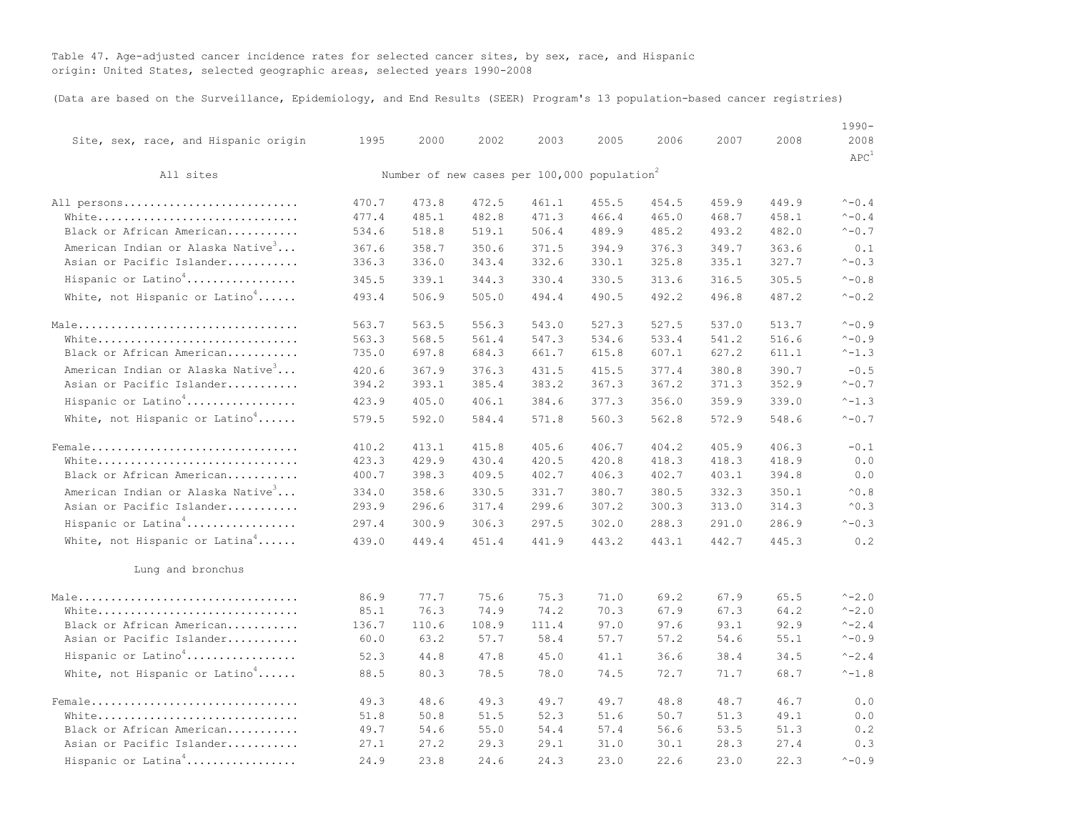Table 47. Age-adjusted cancer incidence rates for selected cancer sites, by sex, race, and Hispanic origin: United States, selected geographic areas, selected years 1990-2008

(Data are based on the Surveillance, Epidemiology, and End Results (SEER) Program's 13 population-based cancer registries)

| Site, sex, race, and Hispanic origin | 1995 | 2000 | 2002 | 2003 | 2005 | 2006 | 2007 | 2008 | 1990-2008 APC[1] |
|---|---|---|---|---|---|---|---|---|---|
| All sites | Number of new cases per 100,000 population[2] | | | | | | | | |
| All persons | 470.7 | 473.8 | 472.5 | 461.1 | 455.5 | 454.5 | 459.9 | 449.9 | ^-0.4 |
| White | 477.4 | 485.1 | 482.8 | 471.3 | 466.4 | 465.0 | 468.7 | 458.1 | ^-0.4 |
| Black or African American | 534.6 | 518.8 | 519.1 | 506.4 | 489.9 | 485.2 | 493.2 | 482.0 | ^-0.7 |
| American Indian or Alaska Native[3] | 367.6 | 358.7 | 350.6 | 371.5 | 394.9 | 376.3 | 349.7 | 363.6 | 0.1 |
| Asian or Pacific Islander | 336.3 | 336.0 | 343.4 | 332.6 | 330.1 | 325.8 | 335.1 | 327.7 | ^-0.3 |
| Hispanic or Latino[4] | 345.5 | 339.1 | 344.3 | 330.4 | 330.5 | 313.6 | 316.5 | 305.5 | ^-0.8 |
| White, not Hispanic or Latino[4] | 493.4 | 506.9 | 505.0 | 494.4 | 490.5 | 492.2 | 496.8 | 487.2 | ^-0.2 |
| Male | 563.7 | 563.5 | 556.3 | 543.0 | 527.3 | 527.5 | 537.0 | 513.7 | ^-0.9 |
| White | 563.3 | 568.5 | 561.4 | 547.3 | 534.6 | 533.4 | 541.2 | 516.6 | ^-0.9 |
| Black or African American | 735.0 | 697.8 | 684.3 | 661.7 | 615.8 | 607.1 | 627.2 | 611.1 | ^-1.3 |
| American Indian or Alaska Native[3] | 420.6 | 367.9 | 376.3 | 431.5 | 415.5 | 377.4 | 380.8 | 390.7 | -0.5 |
| Asian or Pacific Islander | 394.2 | 393.1 | 385.4 | 383.2 | 367.3 | 367.2 | 371.3 | 352.9 | ^-0.7 |
| Hispanic or Latino[4] | 423.9 | 405.0 | 406.1 | 384.6 | 377.3 | 356.0 | 359.9 | 339.0 | ^-1.3 |
| White, not Hispanic or Latino[4] | 579.5 | 592.0 | 584.4 | 571.8 | 560.3 | 562.8 | 572.9 | 548.6 | ^-0.7 |
| Female | 410.2 | 413.1 | 415.8 | 405.6 | 406.7 | 404.2 | 405.9 | 406.3 | -0.1 |
| White | 423.3 | 429.9 | 430.4 | 420.5 | 420.8 | 418.3 | 418.3 | 418.9 | 0.0 |
| Black or African American | 400.7 | 398.3 | 409.5 | 402.7 | 406.3 | 402.7 | 403.1 | 394.8 | 0.0 |
| American Indian or Alaska Native[3] | 334.0 | 358.6 | 330.5 | 331.7 | 380.7 | 380.5 | 332.3 | 350.1 | ^0.8 |
| Asian or Pacific Islander | 293.9 | 296.6 | 317.4 | 299.6 | 307.2 | 300.3 | 313.0 | 314.3 | ^0.3 |
| Hispanic or Latina[4] | 297.4 | 300.9 | 306.3 | 297.5 | 302.0 | 288.3 | 291.0 | 286.9 | ^-0.3 |
| White, not Hispanic or Latina[4] | 439.0 | 449.4 | 451.4 | 441.9 | 443.2 | 443.1 | 442.7 | 445.3 | 0.2 |
| Lung and bronchus | | | | | | | | | |
| Male | 86.9 | 77.7 | 75.6 | 75.3 | 71.0 | 69.2 | 67.9 | 65.5 | ^-2.0 |
| White | 85.1 | 76.3 | 74.9 | 74.2 | 70.3 | 67.9 | 67.3 | 64.2 | ^-2.0 |
| Black or African American | 136.7 | 110.6 | 108.9 | 111.4 | 97.0 | 97.6 | 93.1 | 92.9 | ^-2.4 |
| Asian or Pacific Islander | 60.0 | 63.2 | 57.7 | 58.4 | 57.7 | 57.2 | 54.6 | 55.1 | ^-0.9 |
| Hispanic or Latino[4] | 52.3 | 44.8 | 47.8 | 45.0 | 41.1 | 36.6 | 38.4 | 34.5 | ^-2.4 |
| White, not Hispanic or Latino[4] | 88.5 | 80.3 | 78.5 | 78.0 | 74.5 | 72.7 | 71.7 | 68.7 | ^-1.8 |
| Female | 49.3 | 48.6 | 49.3 | 49.7 | 49.7 | 48.8 | 48.7 | 46.7 | 0.0 |
| White | 51.8 | 50.8 | 51.5 | 52.3 | 51.6 | 50.7 | 51.3 | 49.1 | 0.0 |
| Black or African American | 49.7 | 54.6 | 55.0 | 54.4 | 57.4 | 56.6 | 53.5 | 51.3 | 0.2 |
| Asian or Pacific Islander | 27.1 | 27.2 | 29.3 | 29.1 | 31.0 | 30.1 | 28.3 | 27.4 | 0.3 |
| Hispanic or Latina[4] | 24.9 | 23.8 | 24.6 | 24.3 | 23.0 | 22.6 | 23.0 | 22.3 | ^-0.9 |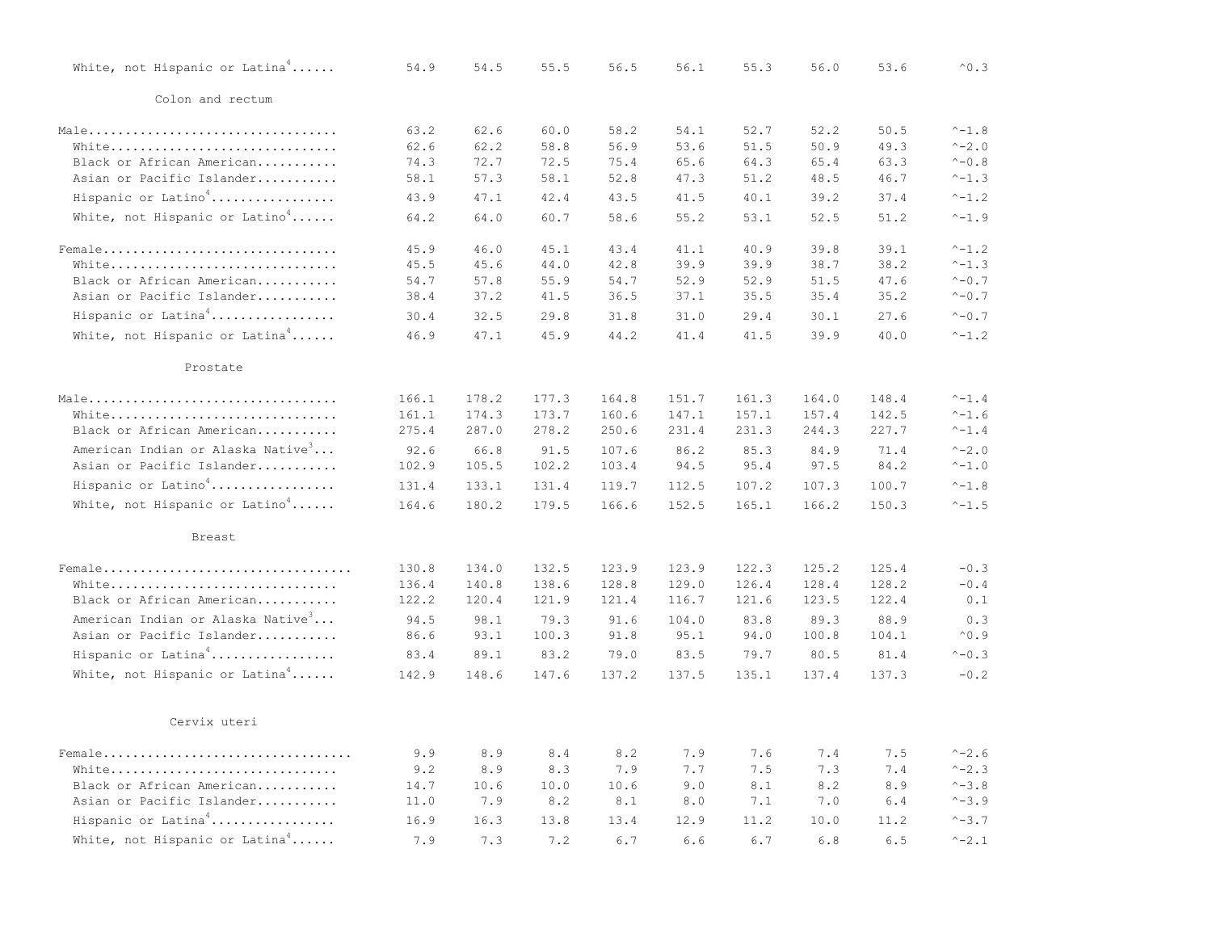| | | | | | | | | | |
|---|---|---|---|---|---|---|---|---|---|
| White, not Hispanic or Latina[4] | 54.9 | 54.5 | 55.5 | 56.5 | 56.1 | 55.3 | 56.0 | 53.6 | ^0.3 |
| **Colon and rectum** | | | | | | | | | |
| Male | 63.2 | 62.6 | 60.0 | 58.2 | 54.1 | 52.7 | 52.2 | 50.5 | ^-1.8 |
| White | 62.6 | 62.2 | 58.8 | 56.9 | 53.6 | 51.5 | 50.9 | 49.3 | ^-2.0 |
| Black or African American | 74.3 | 72.7 | 72.5 | 75.4 | 65.6 | 64.3 | 65.4 | 63.3 | ^-0.8 |
| Asian or Pacific Islander | 58.1 | 57.3 | 58.1 | 52.8 | 47.3 | 51.2 | 48.5 | 46.7 | ^-1.3 |
| Hispanic or Latino[4] | 43.9 | 47.1 | 42.4 | 43.5 | 41.5 | 40.1 | 39.2 | 37.4 | ^-1.2 |
| White, not Hispanic or Latino[4] | 64.2 | 64.0 | 60.7 | 58.6 | 55.2 | 53.1 | 52.5 | 51.2 | ^-1.9 |
| Female | 45.9 | 46.0 | 45.1 | 43.4 | 41.1 | 40.9 | 39.8 | 39.1 | ^-1.2 |
| White | 45.5 | 45.6 | 44.0 | 42.8 | 39.9 | 39.9 | 38.7 | 38.2 | ^-1.3 |
| Black or African American | 54.7 | 57.8 | 55.9 | 54.7 | 52.9 | 52.9 | 51.5 | 47.6 | ^-0.7 |
| Asian or Pacific Islander | 38.4 | 37.2 | 41.5 | 36.5 | 37.1 | 35.5 | 35.4 | 35.2 | ^-0.7 |
| Hispanic or Latina[4] | 30.4 | 32.5 | 29.8 | 31.8 | 31.0 | 29.4 | 30.1 | 27.6 | ^-0.7 |
| White, not Hispanic or Latina[4] | 46.9 | 47.1 | 45.9 | 44.2 | 41.4 | 41.5 | 39.9 | 40.0 | ^-1.2 |
| **Prostate** | | | | | | | | | |
| Male | 166.1 | 178.2 | 177.3 | 164.8 | 151.7 | 161.3 | 164.0 | 148.4 | ^-1.4 |
| White | 161.1 | 174.3 | 173.7 | 160.6 | 147.1 | 157.1 | 157.4 | 142.5 | ^-1.6 |
| Black or African American | 275.4 | 287.0 | 278.2 | 250.6 | 231.4 | 231.3 | 244.3 | 227.7 | ^-1.4 |
| American Indian or Alaska Native[3] | 92.6 | 66.8 | 91.5 | 107.6 | 86.2 | 85.3 | 84.9 | 71.4 | ^-2.0 |
| Asian or Pacific Islander | 102.9 | 105.5 | 102.2 | 103.4 | 94.5 | 95.4 | 97.5 | 84.2 | ^-1.0 |
| Hispanic or Latino[4] | 131.4 | 133.1 | 131.4 | 119.7 | 112.5 | 107.2 | 107.3 | 100.7 | ^-1.8 |
| White, not Hispanic or Latino[4] | 164.6 | 180.2 | 179.5 | 166.6 | 152.5 | 165.1 | 166.2 | 150.3 | ^-1.5 |
| **Breast** | | | | | | | | | |
| Female | 130.8 | 134.0 | 132.5 | 123.9 | 123.9 | 122.3 | 125.2 | 125.4 | -0.3 |
| White | 136.4 | 140.8 | 138.6 | 128.8 | 129.0 | 126.4 | 128.4 | 128.2 | -0.4 |
| Black or African American | 122.2 | 120.4 | 121.9 | 121.4 | 116.7 | 121.6 | 123.5 | 122.4 | 0.1 |
| American Indian or Alaska Native[3] | 94.5 | 98.1 | 79.3 | 91.6 | 104.0 | 83.8 | 89.3 | 88.9 | 0.3 |
| Asian or Pacific Islander | 86.6 | 93.1 | 100.3 | 91.8 | 95.1 | 94.0 | 100.8 | 104.1 | ^0.9 |
| Hispanic or Latina[4] | 83.4 | 89.1 | 83.2 | 79.0 | 83.5 | 79.7 | 80.5 | 81.4 | ^-0.3 |
| White, not Hispanic or Latina[4] | 142.9 | 148.6 | 147.6 | 137.2 | 137.5 | 135.1 | 137.4 | 137.3 | -0.2 |
| **Cervix uteri** | | | | | | | | | |
| Female | 9.9 | 8.9 | 8.4 | 8.2 | 7.9 | 7.6 | 7.4 | 7.5 | ^-2.6 |
| White | 9.2 | 8.9 | 8.3 | 7.9 | 7.7 | 7.5 | 7.3 | 7.4 | ^-2.3 |
| Black or African American | 14.7 | 10.6 | 10.0 | 10.6 | 9.0 | 8.1 | 8.2 | 8.9 | ^-3.8 |
| Asian or Pacific Islander | 11.0 | 7.9 | 8.2 | 8.1 | 8.0 | 7.1 | 7.0 | 6.4 | ^-3.9 |
| Hispanic or Latina[4] | 16.9 | 16.3 | 13.8 | 13.4 | 12.9 | 11.2 | 10.0 | 11.2 | ^-3.7 |
| White, not Hispanic or Latina[4] | 7.9 | 7.3 | 7.2 | 6.7 | 6.6 | 6.7 | 6.8 | 6.5 | ^-2.1 |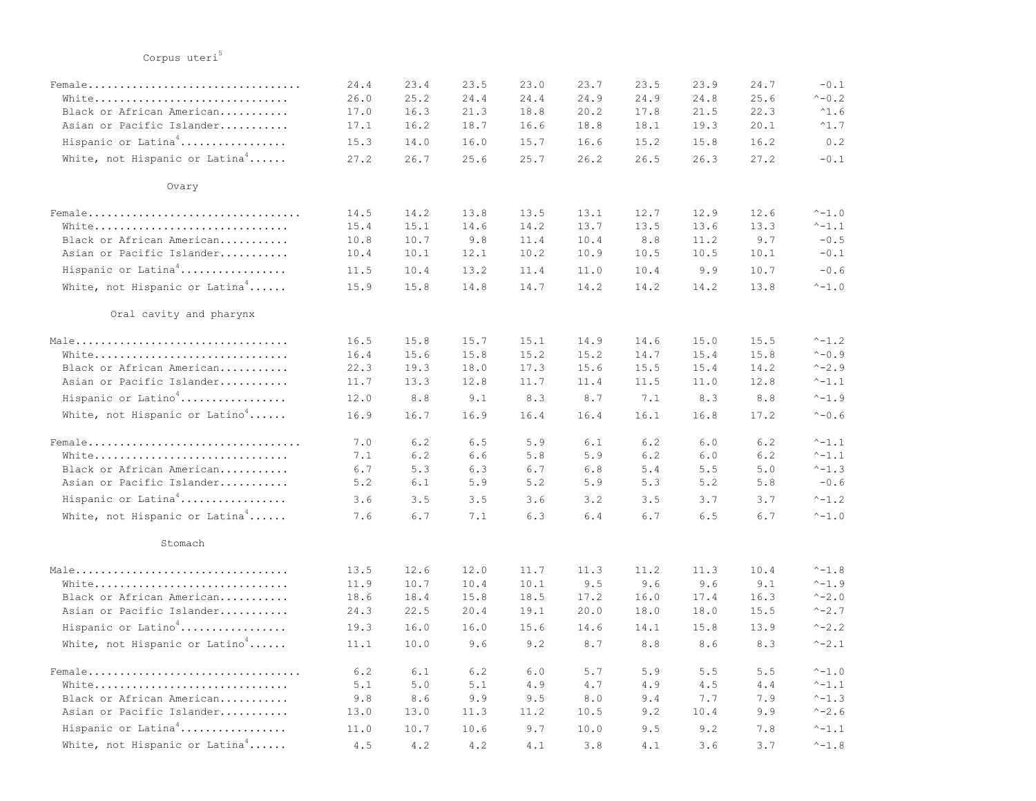| | | | | | | | | | |
|---|---|---|---|---|---|---|---|---|---|
| Corpus uteri[5] | | | | | | | | | |
| Female | 24.4 | 23.4 | 23.5 | 23.0 | 23.7 | 23.5 | 23.9 | 24.7 | -0.1 |
| White | 26.0 | 25.2 | 24.4 | 24.4 | 24.9 | 24.9 | 24.8 | 25.6 | ^-0.2 |
| Black or African American | 17.0 | 16.3 | 21.3 | 18.8 | 20.2 | 17.8 | 21.5 | 22.3 | ^1.6 |
| Asian or Pacific Islander | 17.1 | 16.2 | 18.7 | 16.6 | 18.8 | 18.1 | 19.3 | 20.1 | ^1.7 |
| Hispanic or Latina[4] | 15.3 | 14.0 | 16.0 | 15.7 | 16.6 | 15.2 | 15.8 | 16.2 | 0.2 |
| White, not Hispanic or Latina[4] | 27.2 | 26.7 | 25.6 | 25.7 | 26.2 | 26.5 | 26.3 | 27.2 | -0.1 |
| Ovary | | | | | | | | | |
| Female | 14.5 | 14.2 | 13.8 | 13.5 | 13.1 | 12.7 | 12.9 | 12.6 | ^-1.0 |
| White | 15.4 | 15.1 | 14.6 | 14.2 | 13.7 | 13.5 | 13.6 | 13.3 | ^-1.1 |
| Black or African American | 10.8 | 10.7 | 9.8 | 11.4 | 10.4 | 8.8 | 11.2 | 9.7 | -0.5 |
| Asian or Pacific Islander | 10.4 | 10.1 | 12.1 | 10.2 | 10.9 | 10.5 | 10.5 | 10.1 | -0.1 |
| Hispanic or Latina[4] | 11.5 | 10.4 | 13.2 | 11.4 | 11.0 | 10.4 | 9.9 | 10.7 | -0.6 |
| White, not Hispanic or Latina[4] | 15.9 | 15.8 | 14.8 | 14.7 | 14.2 | 14.2 | 14.2 | 13.8 | ^-1.0 |
| Oral cavity and pharynx | | | | | | | | | |
| Male | 16.5 | 15.8 | 15.7 | 15.1 | 14.9 | 14.6 | 15.0 | 15.5 | ^-1.2 |
| White | 16.4 | 15.6 | 15.8 | 15.2 | 15.2 | 14.7 | 15.4 | 15.8 | ^-0.9 |
| Black or African American | 22.3 | 19.3 | 18.0 | 17.3 | 15.6 | 15.5 | 15.4 | 14.2 | ^-2.9 |
| Asian or Pacific Islander | 11.7 | 13.3 | 12.8 | 11.7 | 11.4 | 11.5 | 11.0 | 12.8 | ^-1.1 |
| Hispanic or Latino[4] | 12.0 | 8.8 | 9.1 | 8.3 | 8.7 | 7.1 | 8.3 | 8.8 | ^-1.9 |
| White, not Hispanic or Latino[4] | 16.9 | 16.7 | 16.9 | 16.4 | 16.4 | 16.1 | 16.8 | 17.2 | ^-0.6 |
| Female | 7.0 | 6.2 | 6.5 | 5.9 | 6.1 | 6.2 | 6.0 | 6.2 | ^-1.1 |
| White | 7.1 | 6.2 | 6.6 | 5.8 | 5.9 | 6.2 | 6.0 | 6.2 | ^-1.1 |
| Black or African American | 6.7 | 5.3 | 6.3 | 6.7 | 6.8 | 5.4 | 5.5 | 5.0 | ^-1.3 |
| Asian or Pacific Islander | 5.2 | 6.1 | 5.9 | 5.2 | 5.9 | 5.3 | 5.2 | 5.8 | -0.6 |
| Hispanic or Latina[4] | 3.6 | 3.5 | 3.5 | 3.6 | 3.2 | 3.5 | 3.7 | 3.7 | ^-1.2 |
| White, not Hispanic or Latina[4] | 7.6 | 6.7 | 7.1 | 6.3 | 6.4 | 6.7 | 6.5 | 6.7 | ^-1.0 |
| Stomach | | | | | | | | | |
| Male | 13.5 | 12.6 | 12.0 | 11.7 | 11.3 | 11.2 | 11.3 | 10.4 | ^-1.8 |
| White | 11.9 | 10.7 | 10.4 | 10.1 | 9.5 | 9.6 | 9.6 | 9.1 | ^-1.9 |
| Black or African American | 18.6 | 18.4 | 15.8 | 18.5 | 17.2 | 16.0 | 17.4 | 16.3 | ^-2.0 |
| Asian or Pacific Islander | 24.3 | 22.5 | 20.4 | 19.1 | 20.0 | 18.0 | 18.0 | 15.5 | ^-2.7 |
| Hispanic or Latino[4] | 19.3 | 16.0 | 16.0 | 15.6 | 14.6 | 14.1 | 15.8 | 13.9 | ^-2.2 |
| White, not Hispanic or Latino[4] | 11.1 | 10.0 | 9.6 | 9.2 | 8.7 | 8.8 | 8.6 | 8.3 | ^-2.1 |
| Female | 6.2 | 6.1 | 6.2 | 6.0 | 5.7 | 5.9 | 5.5 | 5.5 | ^-1.0 |
| White | 5.1 | 5.0 | 5.1 | 4.9 | 4.7 | 4.9 | 4.5 | 4.4 | ^-1.1 |
| Black or African American | 9.8 | 8.6 | 9.9 | 9.5 | 8.0 | 9.4 | 7.7 | 7.9 | ^-1.3 |
| Asian or Pacific Islander | 13.0 | 13.0 | 11.3 | 11.2 | 10.5 | 9.2 | 10.4 | 9.9 | ^-2.6 |
| Hispanic or Latina[4] | 11.0 | 10.7 | 10.6 | 9.7 | 10.0 | 9.5 | 9.2 | 7.8 | ^-1.1 |
| White, not Hispanic or Latina[4] | 4.5 | 4.2 | 4.2 | 4.1 | 3.8 | 4.1 | 3.6 | 3.7 | ^-1.8 |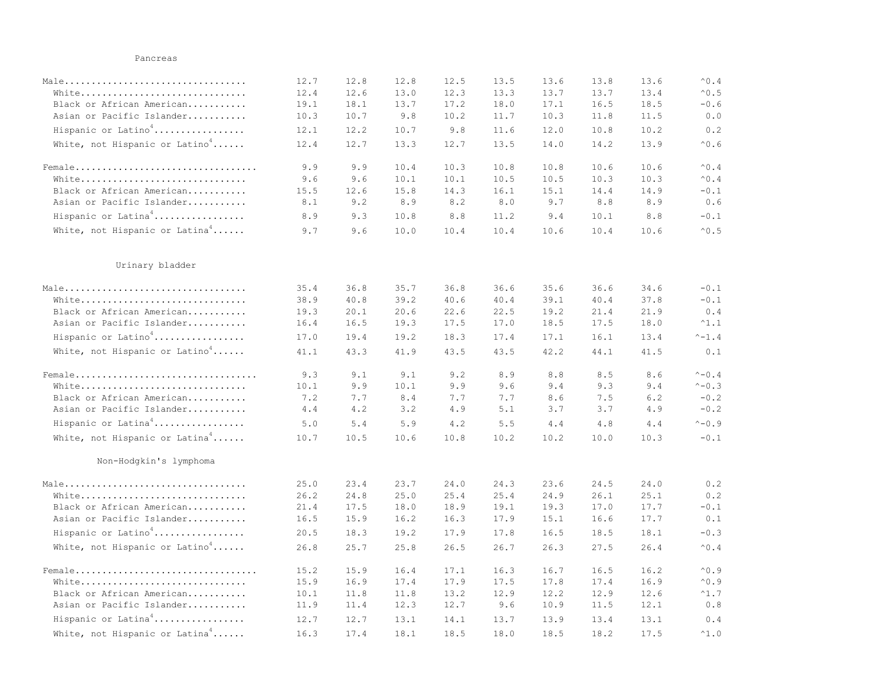| | | | | | | | | | |
|---|---|---|---|---|---|---|---|---|---|
| **Pancreas** | | | | | | | | | |
| Male | 12.7 | 12.8 | 12.8 | 12.5 | 13.5 | 13.6 | 13.8 | 13.6 | ^0.4 |
| White | 12.4 | 12.6 | 13.0 | 12.3 | 13.3 | 13.7 | 13.7 | 13.4 | ^0.5 |
| Black or African American | 19.1 | 18.1 | 13.7 | 17.2 | 18.0 | 17.1 | 16.5 | 18.5 | -0.6 |
| Asian or Pacific Islander | 10.3 | 10.7 | 9.8 | 10.2 | 11.7 | 10.3 | 11.8 | 11.5 | 0.0 |
| Hispanic or Latino[4] | 12.1 | 12.2 | 10.7 | 9.8 | 11.6 | 12.0 | 10.8 | 10.2 | 0.2 |
| White, not Hispanic or Latino[4] | 12.4 | 12.7 | 13.3 | 12.7 | 13.5 | 14.0 | 14.2 | 13.9 | ^0.6 |
| Female | 9.9 | 9.9 | 10.4 | 10.3 | 10.8 | 10.8 | 10.6 | 10.6 | ^0.4 |
| White | 9.6 | 9.6 | 10.1 | 10.1 | 10.5 | 10.5 | 10.3 | 10.3 | ^0.4 |
| Black or African American | 15.5 | 12.6 | 15.8 | 14.3 | 16.1 | 15.1 | 14.4 | 14.9 | -0.1 |
| Asian or Pacific Islander | 8.1 | 9.2 | 8.9 | 8.2 | 8.0 | 9.7 | 8.8 | 8.9 | 0.6 |
| Hispanic or Latina[4] | 8.9 | 9.3 | 10.8 | 8.8 | 11.2 | 9.4 | 10.1 | 8.8 | -0.1 |
| White, not Hispanic or Latina[4] | 9.7 | 9.6 | 10.0 | 10.4 | 10.4 | 10.6 | 10.4 | 10.6 | ^0.5 |
| **Urinary bladder** | | | | | | | | | |
| Male | 35.4 | 36.8 | 35.7 | 36.8 | 36.6 | 35.6 | 36.6 | 34.6 | -0.1 |
| White | 38.9 | 40.8 | 39.2 | 40.6 | 40.4 | 39.1 | 40.4 | 37.8 | -0.1 |
| Black or African American | 19.3 | 20.1 | 20.6 | 22.6 | 22.5 | 19.2 | 21.4 | 21.9 | 0.4 |
| Asian or Pacific Islander | 16.4 | 16.5 | 19.3 | 17.5 | 17.0 | 18.5 | 17.5 | 18.0 | ^1.1 |
| Hispanic or Latino[4] | 17.0 | 19.4 | 19.2 | 18.3 | 17.4 | 17.1 | 16.1 | 13.4 | ^-1.4 |
| White, not Hispanic or Latino[4] | 41.1 | 43.3 | 41.9 | 43.5 | 43.5 | 42.2 | 44.1 | 41.5 | 0.1 |
| Female | 9.3 | 9.1 | 9.1 | 9.2 | 8.9 | 8.8 | 8.5 | 8.6 | ^-0.4 |
| White | 10.1 | 9.9 | 10.1 | 9.9 | 9.6 | 9.4 | 9.3 | 9.4 | ^-0.3 |
| Black or African American | 7.2 | 7.7 | 8.4 | 7.7 | 7.7 | 8.6 | 7.5 | 6.2 | -0.2 |
| Asian or Pacific Islander | 4.4 | 4.2 | 3.2 | 4.9 | 5.1 | 3.7 | 3.7 | 4.9 | -0.2 |
| Hispanic or Latina[4] | 5.0 | 5.4 | 5.9 | 4.2 | 5.5 | 4.4 | 4.8 | 4.4 | ^-0.9 |
| White, not Hispanic or Latina[4] | 10.7 | 10.5 | 10.6 | 10.8 | 10.2 | 10.2 | 10.0 | 10.3 | -0.1 |
| **Non-Hodgkin's lymphoma** | | | | | | | | | |
| Male | 25.0 | 23.4 | 23.7 | 24.0 | 24.3 | 23.6 | 24.5 | 24.0 | 0.2 |
| White | 26.2 | 24.8 | 25.0 | 25.4 | 25.4 | 24.9 | 26.1 | 25.1 | 0.2 |
| Black or African American | 21.4 | 17.5 | 18.0 | 18.9 | 19.1 | 19.3 | 17.0 | 17.7 | -0.1 |
| Asian or Pacific Islander | 16.5 | 15.9 | 16.2 | 16.3 | 17.9 | 15.1 | 16.6 | 17.7 | 0.1 |
| Hispanic or Latino[4] | 20.5 | 18.3 | 19.2 | 17.9 | 17.8 | 16.5 | 18.5 | 18.1 | -0.3 |
| White, not Hispanic or Latino[4] | 26.8 | 25.7 | 25.8 | 26.5 | 26.7 | 26.3 | 27.5 | 26.4 | ^0.4 |
| Female | 15.2 | 15.9 | 16.4 | 17.1 | 16.3 | 16.7 | 16.5 | 16.2 | ^0.9 |
| White | 15.9 | 16.9 | 17.4 | 17.9 | 17.5 | 17.8 | 17.4 | 16.9 | ^0.9 |
| Black or African American | 10.1 | 11.8 | 11.8 | 13.2 | 12.9 | 12.2 | 12.9 | 12.6 | ^1.7 |
| Asian or Pacific Islander | 11.9 | 11.4 | 12.3 | 12.7 | 9.6 | 10.9 | 11.5 | 12.1 | 0.8 |
| Hispanic or Latina[4] | 12.7 | 12.7 | 13.1 | 14.1 | 13.7 | 13.9 | 13.4 | 13.1 | 0.4 |
| White, not Hispanic or Latina[4] | 16.3 | 17.4 | 18.1 | 18.5 | 18.0 | 18.5 | 18.2 | 17.5 | ^1.0 |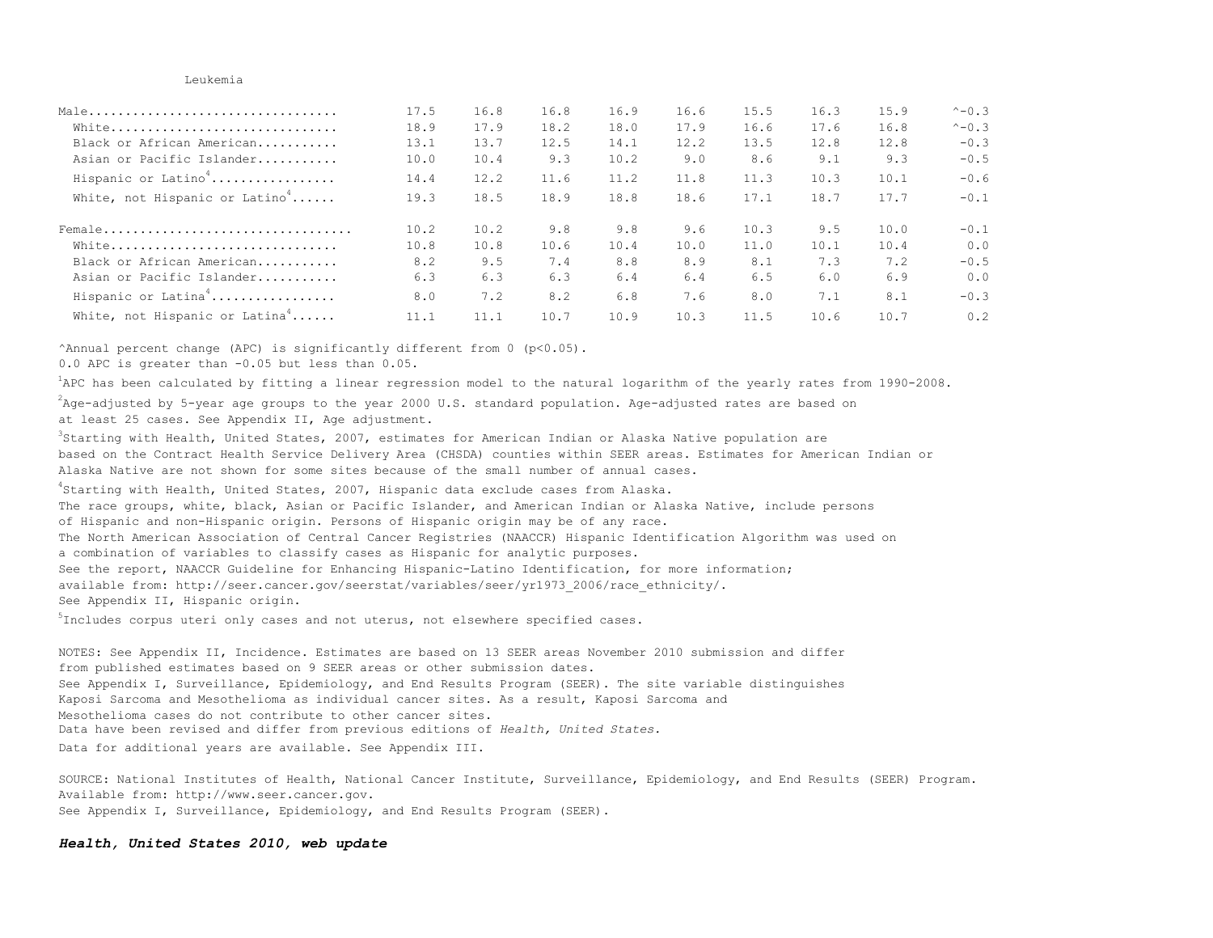Leukemia

| | | | | | | | | | |
|---|---|---|---|---|---|---|---|---|---|
| Male | 17.5 | 16.8 | 16.8 | 16.9 | 16.6 | 15.5 | 16.3 | 15.9 | ^-0.3 |
| White | 18.9 | 17.9 | 18.2 | 18.0 | 17.9 | 16.6 | 17.6 | 16.8 | ^-0.3 |
| Black or African American | 13.1 | 13.7 | 12.5 | 14.1 | 12.2 | 13.5 | 12.8 | 12.8 | -0.3 |
| Asian or Pacific Islander | 10.0 | 10.4 | 9.3 | 10.2 | 9.0 | 8.6 | 9.1 | 9.3 | -0.5 |
| Hispanic or Latino[4] | 14.4 | 12.2 | 11.6 | 11.2 | 11.8 | 11.3 | 10.3 | 10.1 | -0.6 |
| White, not Hispanic or Latino[4] | 19.3 | 18.5 | 18.9 | 18.8 | 18.6 | 17.1 | 18.7 | 17.7 | -0.1 |
| Female | 10.2 | 10.2 | 9.8 | 9.8 | 9.6 | 10.3 | 9.5 | 10.0 | -0.1 |
| White | 10.8 | 10.8 | 10.6 | 10.4 | 10.0 | 11.0 | 10.1 | 10.4 | 0.0 |
| Black or African American | 8.2 | 9.5 | 7.4 | 8.8 | 8.9 | 8.1 | 7.3 | 7.2 | -0.5 |
| Asian or Pacific Islander | 6.3 | 6.3 | 6.3 | 6.4 | 6.4 | 6.5 | 6.0 | 6.9 | 0.0 |
| Hispanic or Latina[4] | 8.0 | 7.2 | 8.2 | 6.8 | 7.6 | 8.0 | 7.1 | 8.1 | -0.3 |
| White, not Hispanic or Latina[4] | 11.1 | 11.1 | 10.7 | 10.9 | 10.3 | 11.5 | 10.6 | 10.7 | 0.2 |

^Annual percent change (APC) is significantly different from 0 ($p<0.05$).
0.0 APC is greater than -0.05 but less than 0.05.

[1]APC has been calculated by fitting a linear regression model to the natural logarithm of the yearly rates from 1990-2008.

[2]Age-adjusted by 5-year age groups to the year 2000 U.S. standard population. Age-adjusted rates are based on at least 25 cases. See Appendix II, Age adjustment.

[3]Starting with Health, United States, 2007, estimates for American Indian or Alaska Native population are based on the Contract Health Service Delivery Area (CHSDA) counties within SEER areas. Estimates for American Indian or Alaska Native are not shown for some sites because of the small number of annual cases.

[4]Starting with Health, United States, 2007, Hispanic data exclude cases from Alaska.
The race groups, white, black, Asian or Pacific Islander, and American Indian or Alaska Native, include persons of Hispanic and non-Hispanic origin. Persons of Hispanic origin may be of any race.
The North American Association of Central Cancer Registries (NAACCR) Hispanic Identification Algorithm was used on a combination of variables to classify cases as Hispanic for analytic purposes.
See the report, NAACCR Guideline for Enhancing Hispanic-Latino Identification, for more information; available from: http://seer.cancer.gov/seerstat/variables/seer/yr1973_2006/race_ethnicity/.
See Appendix II, Hispanic origin.

[5]Includes corpus uteri only cases and not uterus, not elsewhere specified cases.

NOTES: See Appendix II, Incidence. Estimates are based on 13 SEER areas November 2010 submission and differ from published estimates based on 9 SEER areas or other submission dates.
See Appendix I, Surveillance, Epidemiology, and End Results Program (SEER). The site variable distinguishes Kaposi Sarcoma and Mesothelioma as individual cancer sites. As a result, Kaposi Sarcoma and Mesothelioma cases do not contribute to other cancer sites.
Data have been revised and differ from previous editions of *Health, United States.*
Data for additional years are available. See Appendix III.

SOURCE: National Institutes of Health, National Cancer Institute, Surveillance, Epidemiology, and End Results (SEER) Program.
Available from: http://www.seer.cancer.gov.
See Appendix I, Surveillance, Epidemiology, and End Results Program (SEER).

***Health, United States 2010, web update***